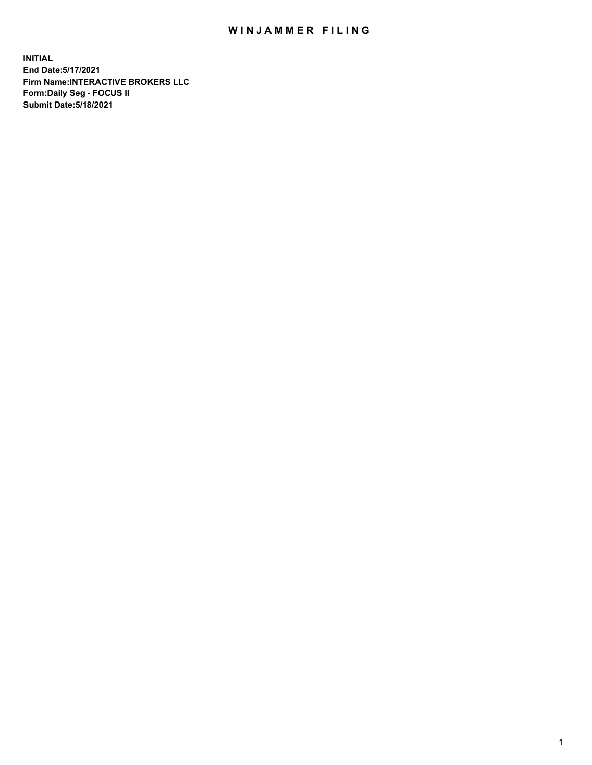# WINJAMMER FILING

**INITIAL**
**End Date:5/17/2021**
**Firm Name:INTERACTIVE BROKERS LLC**
**Form:Daily Seg - FOCUS II**
**Submit Date:5/18/2021**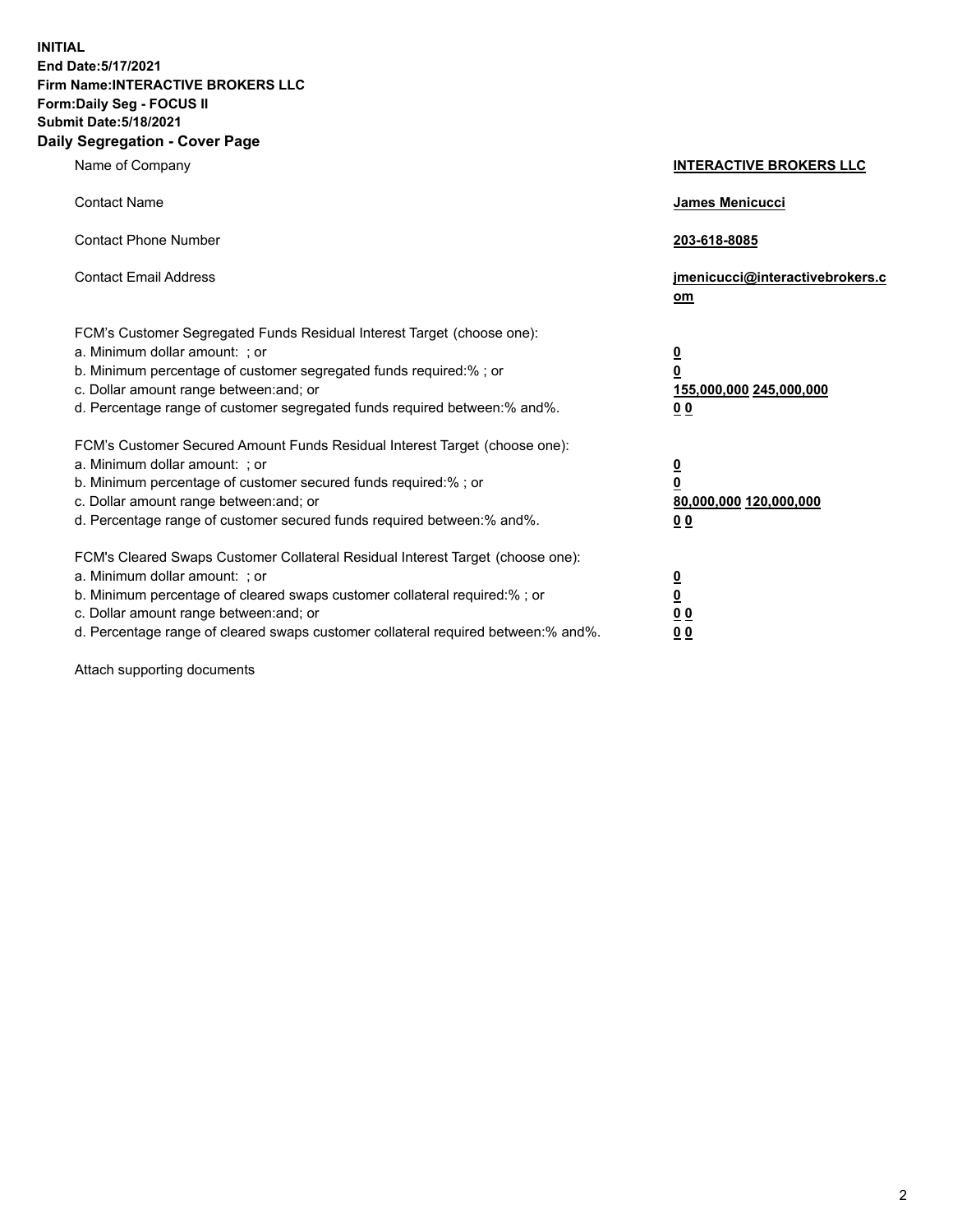**INITIAL**
**End Date:5/17/2021**
**Firm Name:INTERACTIVE BROKERS LLC**
**Form:Daily Seg - FOCUS II**
**Submit Date:5/18/2021**

## Daily Segregation - Cover Page

| | |
|---|---|
| Name of Company | **INTERACTIVE BROKERS LLC** |
| Contact Name | **James Menicucci** |
| Contact Phone Number | **203-618-8085** |
| Contact Email Address | **jmenicucci@interactivebrokers.com** |

FCM's Customer Segregated Funds Residual Interest Target (choose one):

| | |
|---|---|
| a. Minimum dollar amount: ; or | **0** |
| b. Minimum percentage of customer segregated funds required:% ; or | **0** |
| c. Dollar amount range between:and; or | **155,000,000 245,000,000** |
| d. Percentage range of customer segregated funds required between:% and%. | **0 0** |

FCM's Customer Secured Amount Funds Residual Interest Target (choose one):

| | |
|---|---|
| a. Minimum dollar amount: ; or | **0** |
| b. Minimum percentage of customer secured funds required:% ; or | **0** |
| c. Dollar amount range between:and; or | **80,000,000 120,000,000** |
| d. Percentage range of customer secured funds required between:% and%. | **0 0** |

FCM's Cleared Swaps Customer Collateral Residual Interest Target (choose one):

| | |
|---|---|
| a. Minimum dollar amount: ; or | **0** |
| b. Minimum percentage of cleared swaps customer collateral required:% ; or | **0** |
| c. Dollar amount range between:and; or | **0 0** |
| d. Percentage range of cleared swaps customer collateral required between:% and%. | **0 0** |

Attach supporting documents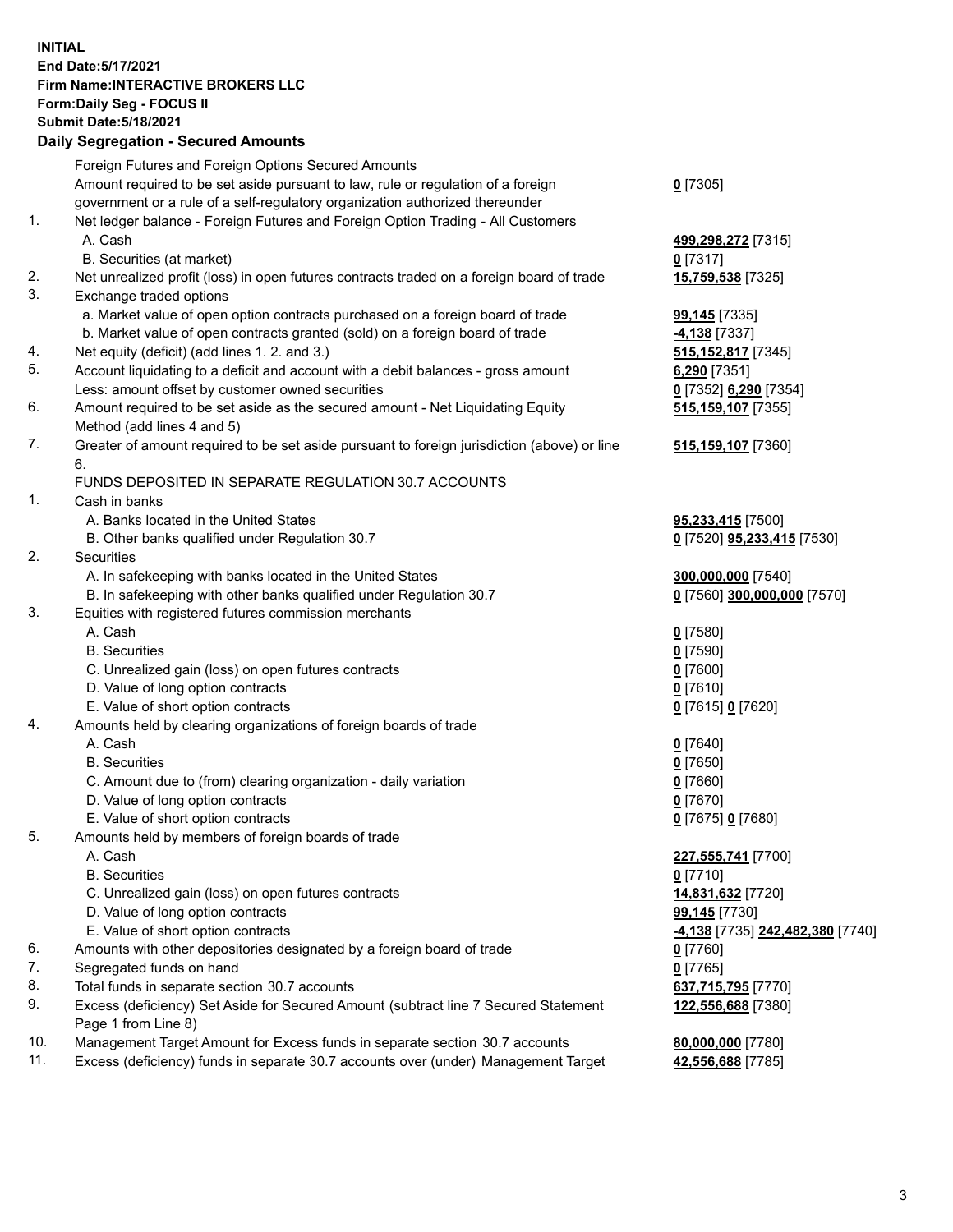**INITIAL**
**End Date:5/17/2021**
**Firm Name:INTERACTIVE BROKERS LLC**
**Form:Daily Seg - FOCUS II**
**Submit Date:5/18/2021**

**Daily Segregation - Secured Amounts**

| | | |
|---|---|---|
| | Foreign Futures and Foreign Options Secured Amounts | |
| | Amount required to be set aside pursuant to law, rule or regulation of a foreign government or a rule of a self-regulatory organization authorized thereunder | **0** [7305] |
| 1. | Net ledger balance - Foreign Futures and Foreign Option Trading - All Customers | |
| | A. Cash | **499,298,272** [7315] |
| | B. Securities (at market) | **0** [7317] |
| 2. | Net unrealized profit (loss) in open futures contracts traded on a foreign board of trade | **15,759,538** [7325] |
| 3. | Exchange traded options | |
| | a. Market value of open option contracts purchased on a foreign board of trade | **99,145** [7335] |
| | b. Market value of open contracts granted (sold) on a foreign board of trade | **-4,138** [7337] |
| 4. | Net equity (deficit) (add lines 1. 2. and 3.) | **515,152,817** [7345] |
| 5. | Account liquidating to a deficit and account with a debit balances - gross amount | **6,290** [7351] |
| | Less: amount offset by customer owned securities | **0** [7352] **6,290** [7354] |
| 6. | Amount required to be set aside as the secured amount - Net Liquidating Equity Method (add lines 4 and 5) | **515,159,107** [7355] |
| 7. | Greater of amount required to be set aside pursuant to foreign jurisdiction (above) or line 6. | **515,159,107** [7360] |
| | FUNDS DEPOSITED IN SEPARATE REGULATION 30.7 ACCOUNTS | |
| 1. | Cash in banks | |
| | A. Banks located in the United States | **95,233,415** [7500] |
| | B. Other banks qualified under Regulation 30.7 | **0** [7520] **95,233,415** [7530] |
| 2. | Securities | |
| | A. In safekeeping with banks located in the United States | **300,000,000** [7540] |
| | B. In safekeeping with other banks qualified under Regulation 30.7 | **0** [7560] **300,000,000** [7570] |
| 3. | Equities with registered futures commission merchants | |
| | A. Cash | **0** [7580] |
| | B. Securities | **0** [7590] |
| | C. Unrealized gain (loss) on open futures contracts | **0** [7600] |
| | D. Value of long option contracts | **0** [7610] |
| | E. Value of short option contracts | **0** [7615] **0** [7620] |
| 4. | Amounts held by clearing organizations of foreign boards of trade | |
| | A. Cash | **0** [7640] |
| | B. Securities | **0** [7650] |
| | C. Amount due to (from) clearing organization - daily variation | **0** [7660] |
| | D. Value of long option contracts | **0** [7670] |
| | E. Value of short option contracts | **0** [7675] **0** [7680] |
| 5. | Amounts held by members of foreign boards of trade | |
| | A. Cash | **227,555,741** [7700] |
| | B. Securities | **0** [7710] |
| | C. Unrealized gain (loss) on open futures contracts | **14,831,632** [7720] |
| | D. Value of long option contracts | **99,145** [7730] |
| | E. Value of short option contracts | **-4,138** [7735] **242,482,380** [7740] |
| 6. | Amounts with other depositories designated by a foreign board of trade | **0** [7760] |
| 7. | Segregated funds on hand | **0** [7765] |
| 8. | Total funds in separate section 30.7 accounts | **637,715,795** [7770] |
| 9. | Excess (deficiency) Set Aside for Secured Amount (subtract line 7 Secured Statement Page 1 from Line 8) | **122,556,688** [7380] |
| 10. | Management Target Amount for Excess funds in separate section 30.7 accounts | **80,000,000** [7780] |
| 11. | Excess (deficiency) funds in separate 30.7 accounts over (under) Management Target | **42,556,688** [7785] |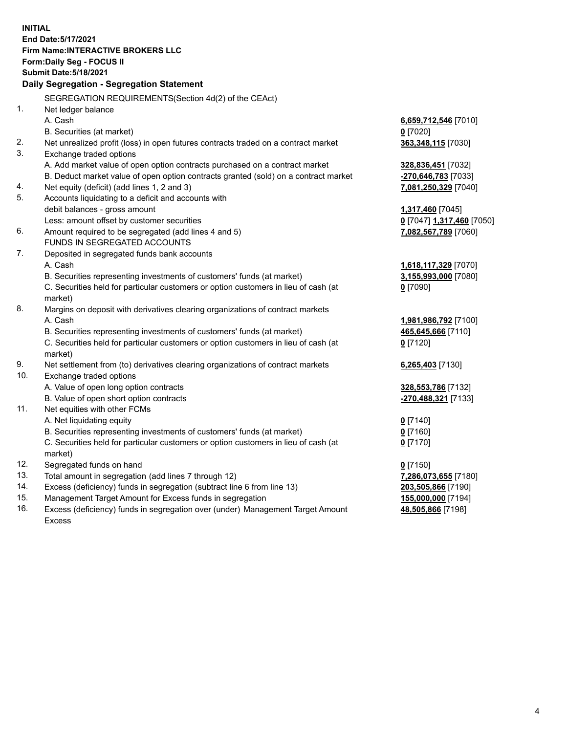**INITIAL**
**End Date:5/17/2021**
**Firm Name:INTERACTIVE BROKERS LLC**
**Form:Daily Seg - FOCUS II**
**Submit Date:5/18/2021**

**Daily Segregation - Segregation Statement**

SEGREGATION REQUIREMENTS(Section 4d(2) of the CEAct)

| | | |
|---|---|---|
| 1. | Net ledger balance | |
| | A. Cash | **6,659,712,546** [7010] |
| | B. Securities (at market) | **0** [7020] |
| 2. | Net unrealized profit (loss) in open futures contracts traded on a contract market | **363,348,115** [7030] |
| 3. | Exchange traded options | |
| | A. Add market value of open option contracts purchased on a contract market | **328,836,451** [7032] |
| | B. Deduct market value of open option contracts granted (sold) on a contract market | **-270,646,783** [7033] |
| 4. | Net equity (deficit) (add lines 1, 2 and 3) | **7,081,250,329** [7040] |
| 5. | Accounts liquidating to a deficit and accounts with debit balances - gross amount | **1,317,460** [7045] |
| | Less: amount offset by customer securities | **0** [7047] **1,317,460** [7050] |
| 6. | Amount required to be segregated (add lines 4 and 5) | **7,082,567,789** [7060] |
| | FUNDS IN SEGREGATED ACCOUNTS | |
| 7. | Deposited in segregated funds bank accounts | |
| | A. Cash | **1,618,117,329** [7070] |
| | B. Securities representing investments of customers' funds (at market) | **3,155,993,000** [7080] |
| | C. Securities held for particular customers or option customers in lieu of cash (at market) | **0** [7090] |
| 8. | Margins on deposit with derivatives clearing organizations of contract markets | |
| | A. Cash | **1,981,986,792** [7100] |
| | B. Securities representing investments of customers' funds (at market) | **465,645,666** [7110] |
| | C. Securities held for particular customers or option customers in lieu of cash (at market) | **0** [7120] |
| 9. | Net settlement from (to) derivatives clearing organizations of contract markets | **6,265,403** [7130] |
| 10. | Exchange traded options | |
| | A. Value of open long option contracts | **328,553,786** [7132] |
| | B. Value of open short option contracts | **-270,488,321** [7133] |
| 11. | Net equities with other FCMs | |
| | A. Net liquidating equity | **0** [7140] |
| | B. Securities representing investments of customers' funds (at market) | **0** [7160] |
| | C. Securities held for particular customers or option customers in lieu of cash (at market) | **0** [7170] |
| 12. | Segregated funds on hand | **0** [7150] |
| 13. | Total amount in segregation (add lines 7 through 12) | **7,286,073,655** [7180] |
| 14. | Excess (deficiency) funds in segregation (subtract line 6 from line 13) | **203,505,866** [7190] |
| 15. | Management Target Amount for Excess funds in segregation | **155,000,000** [7194] |
| 16. | Excess (deficiency) funds in segregation over (under) Management Target Amount Excess | **48,505,866** [7198] |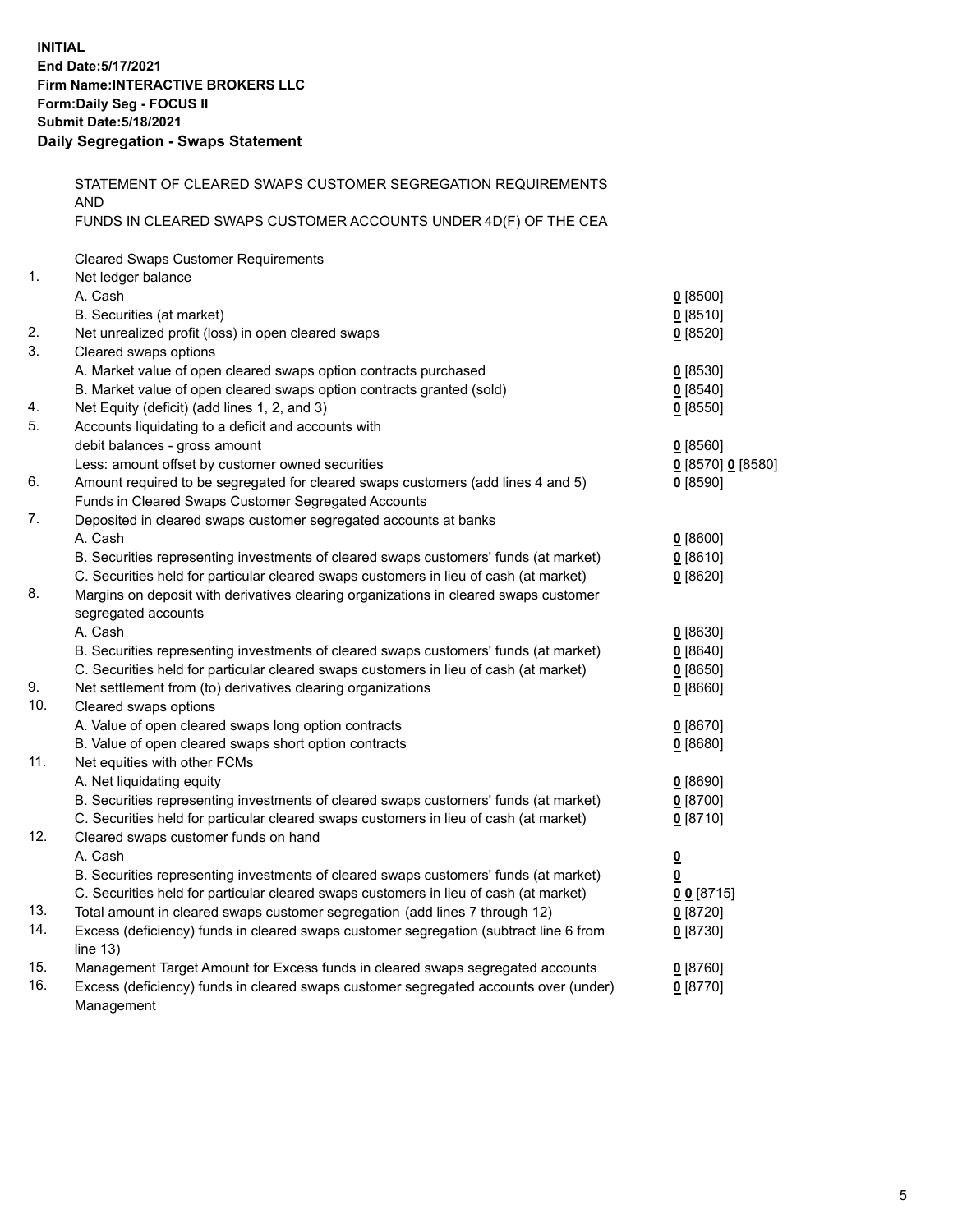**INITIAL**
**End Date:5/17/2021**
**Firm Name:INTERACTIVE BROKERS LLC**
**Form:Daily Seg - FOCUS II**
**Submit Date:5/18/2021**
**Daily Segregation - Swaps Statement**

STATEMENT OF CLEARED SWAPS CUSTOMER SEGREGATION REQUIREMENTS AND FUNDS IN CLEARED SWAPS CUSTOMER ACCOUNTS UNDER 4D(F) OF THE CEA

| | | |
|---|---|---|
| | Cleared Swaps Customer Requirements | |
| 1. | Net ledger balance | |
| | A. Cash | 0 [8500] |
| | B. Securities (at market) | 0 [8510] |
| 2. | Net unrealized profit (loss) in open cleared swaps | 0 [8520] |
| 3. | Cleared swaps options | |
| | A. Market value of open cleared swaps option contracts purchased | 0 [8530] |
| | B. Market value of open cleared swaps option contracts granted (sold) | 0 [8540] |
| 4. | Net Equity (deficit) (add lines 1, 2, and 3) | 0 [8550] |
| 5. | Accounts liquidating to a deficit and accounts with | |
| | debit balances - gross amount | 0 [8560] |
| | Less: amount offset by customer owned securities | 0 [8570] 0 [8580] |
| 6. | Amount required to be segregated for cleared swaps customers (add lines 4 and 5) | 0 [8590] |
| | Funds in Cleared Swaps Customer Segregated Accounts | |
| 7. | Deposited in cleared swaps customer segregated accounts at banks | |
| | A. Cash | 0 [8600] |
| | B. Securities representing investments of cleared swaps customers' funds (at market) | 0 [8610] |
| | C. Securities held for particular cleared swaps customers in lieu of cash (at market) | 0 [8620] |
| 8. | Margins on deposit with derivatives clearing organizations in cleared swaps customer segregated accounts | |
| | A. Cash | 0 [8630] |
| | B. Securities representing investments of cleared swaps customers' funds (at market) | 0 [8640] |
| | C. Securities held for particular cleared swaps customers in lieu of cash (at market) | 0 [8650] |
| 9. | Net settlement from (to) derivatives clearing organizations | 0 [8660] |
| 10. | Cleared swaps options | |
| | A. Value of open cleared swaps long option contracts | 0 [8670] |
| | B. Value of open cleared swaps short option contracts | 0 [8680] |
| 11. | Net equities with other FCMs | |
| | A. Net liquidating equity | 0 [8690] |
| | B. Securities representing investments of cleared swaps customers' funds (at market) | 0 [8700] |
| | C. Securities held for particular cleared swaps customers in lieu of cash (at market) | 0 [8710] |
| 12. | Cleared swaps customer funds on hand | |
| | A. Cash | 0 |
| | B. Securities representing investments of cleared swaps customers' funds (at market) | 0 |
| | C. Securities held for particular cleared swaps customers in lieu of cash (at market) | 0 0 [8715] |
| 13. | Total amount in cleared swaps customer segregation (add lines 7 through 12) | 0 [8720] |
| 14. | Excess (deficiency) funds in cleared swaps customer segregation (subtract line 6 from line 13) | 0 [8730] |
| 15. | Management Target Amount for Excess funds in cleared swaps segregated accounts | 0 [8760] |
| 16. | Excess (deficiency) funds in cleared swaps customer segregated accounts over (under) Management | 0 [8770] |